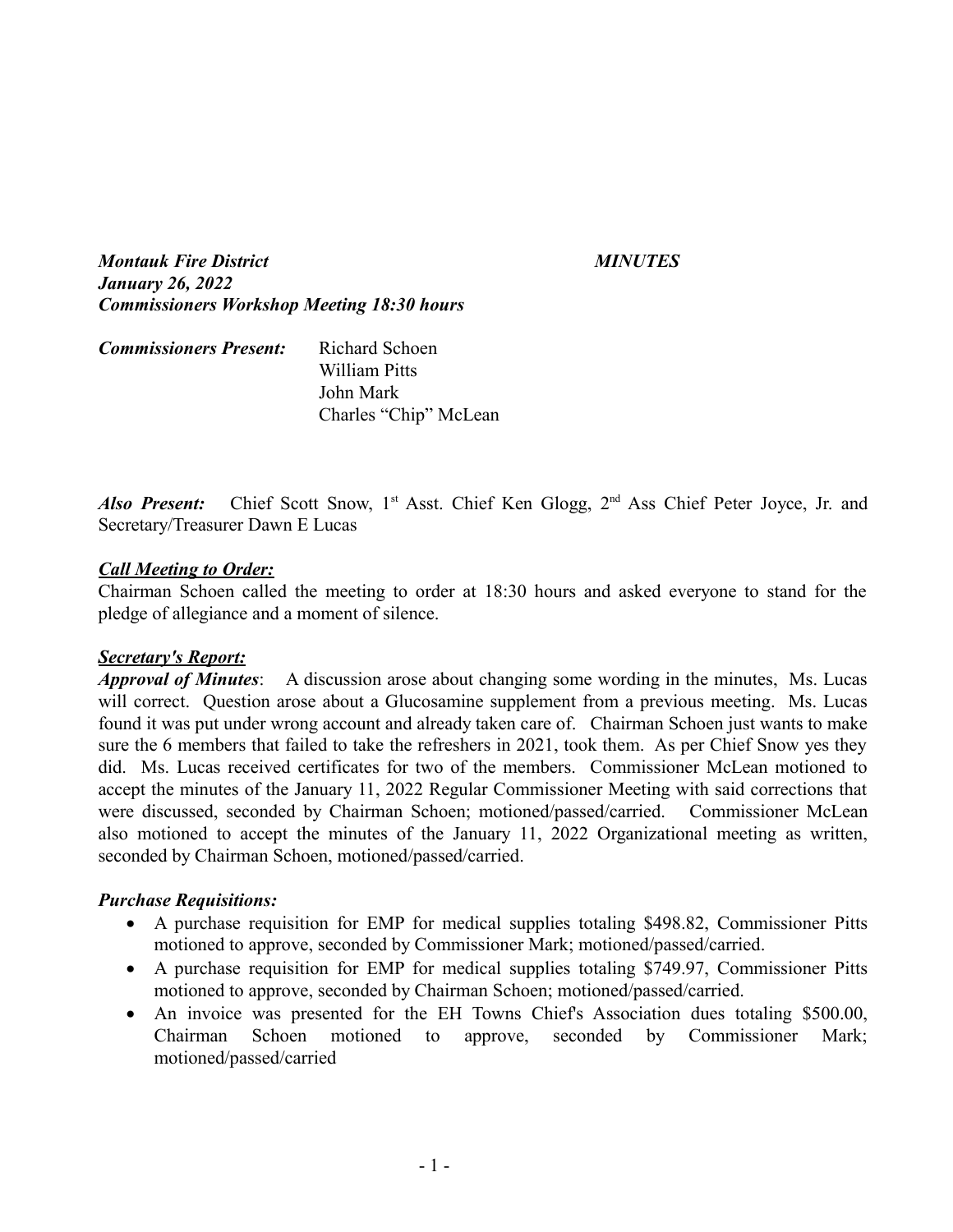***Montauk Fire District*** ***MINUTES***
***January 26, 2022***
***Commissioners Workshop Meeting 18:30 hours***

***Commissioners Present:*** Richard Schoen
William Pitts
John Mark
Charles "Chip" McLean

***Also Present:*** Chief Scott Snow, 1st Asst. Chief Ken Glogg, 2nd Ass Chief Peter Joyce, Jr. and Secretary/Treasurer Dawn E Lucas

***<u>Call Meeting to Order:</u>***
Chairman Schoen called the meeting to order at 18:30 hours and asked everyone to stand for the pledge of allegiance and a moment of silence.

***<u>Secretary's Report:</u>***
***Approval of Minutes***: A discussion arose about changing some wording in the minutes, Ms. Lucas will correct. Question arose about a Glucosamine supplement from a previous meeting. Ms. Lucas found it was put under wrong account and already taken care of. Chairman Schoen just wants to make sure the 6 members that failed to take the refreshers in 2021, took them. As per Chief Snow yes they did. Ms. Lucas received certificates for two of the members. Commissioner McLean motioned to accept the minutes of the January 11, 2022 Regular Commissioner Meeting with said corrections that were discussed, seconded by Chairman Schoen; motioned/passed/carried. Commissioner McLean also motioned to accept the minutes of the January 11, 2022 Organizational meeting as written, seconded by Chairman Schoen, motioned/passed/carried.

***Purchase Requisitions:***

- A purchase requisition for EMP for medical supplies totaling $498.82, Commissioner Pitts motioned to approve, seconded by Commissioner Mark; motioned/passed/carried.
- A purchase requisition for EMP for medical supplies totaling $749.97, Commissioner Pitts motioned to approve, seconded by Chairman Schoen; motioned/passed/carried.
- An invoice was presented for the EH Towns Chief's Association dues totaling $500.00, Chairman Schoen motioned to approve, seconded by Commissioner Mark; motioned/passed/carried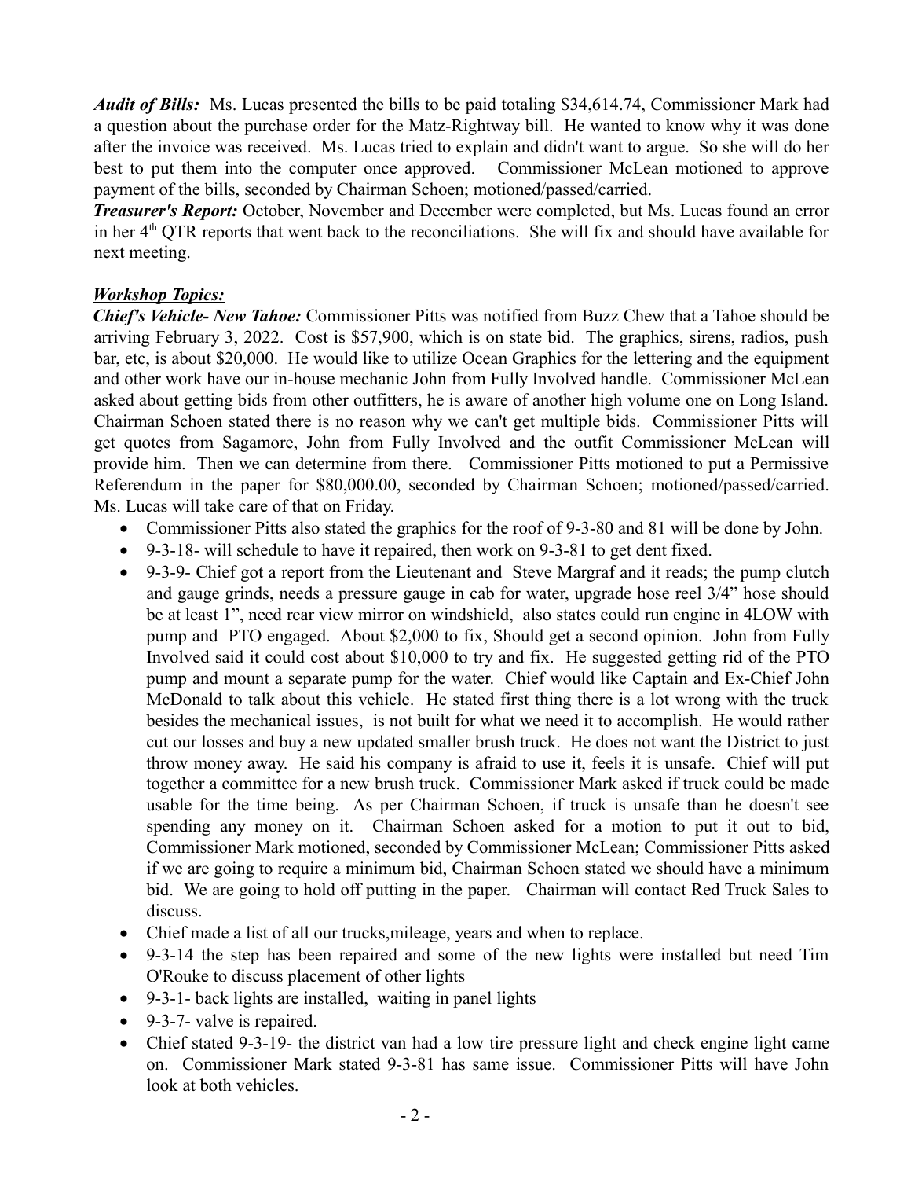***Audit of Bills:*** Ms. Lucas presented the bills to be paid totaling $34,614.74, Commissioner Mark had a question about the purchase order for the Matz-Rightway bill. He wanted to know why it was done after the invoice was received. Ms. Lucas tried to explain and didn't want to argue. So she will do her best to put them into the computer once approved. Commissioner McLean motioned to approve payment of the bills, seconded by Chairman Schoen; motioned/passed/carried.

***Treasurer's Report:*** October, November and December were completed, but Ms. Lucas found an error in her 4th QTR reports that went back to the reconciliations. She will fix and should have available for next meeting.

## ***Workshop Topics:***

***Chief's Vehicle- New Tahoe:*** Commissioner Pitts was notified from Buzz Chew that a Tahoe should be arriving February 3, 2022. Cost is $57,900, which is on state bid. The graphics, sirens, radios, push bar, etc, is about $20,000. He would like to utilize Ocean Graphics for the lettering and the equipment and other work have our in-house mechanic John from Fully Involved handle. Commissioner McLean asked about getting bids from other outfitters, he is aware of another high volume one on Long Island. Chairman Schoen stated there is no reason why we can't get multiple bids. Commissioner Pitts will get quotes from Sagamore, John from Fully Involved and the outfit Commissioner McLean will provide him. Then we can determine from there. Commissioner Pitts motioned to put a Permissive Referendum in the paper for $80,000.00, seconded by Chairman Schoen; motioned/passed/carried. Ms. Lucas will take care of that on Friday.

- Commissioner Pitts also stated the graphics for the roof of 9-3-80 and 81 will be done by John.
- 9-3-18- will schedule to have it repaired, then work on 9-3-81 to get dent fixed.
- 9-3-9- Chief got a report from the Lieutenant and Steve Margraf and it reads; the pump clutch and gauge grinds, needs a pressure gauge in cab for water, upgrade hose reel 3/4" hose should be at least 1", need rear view mirror on windshield, also states could run engine in 4LOW with pump and PTO engaged. About $2,000 to fix, Should get a second opinion. John from Fully Involved said it could cost about $10,000 to try and fix. He suggested getting rid of the PTO pump and mount a separate pump for the water. Chief would like Captain and Ex-Chief John McDonald to talk about this vehicle. He stated first thing there is a lot wrong with the truck besides the mechanical issues, is not built for what we need it to accomplish. He would rather cut our losses and buy a new updated smaller brush truck. He does not want the District to just throw money away. He said his company is afraid to use it, feels it is unsafe. Chief will put together a committee for a new brush truck. Commissioner Mark asked if truck could be made usable for the time being. As per Chairman Schoen, if truck is unsafe than he doesn't see spending any money on it. Chairman Schoen asked for a motion to put it out to bid, Commissioner Mark motioned, seconded by Commissioner McLean; Commissioner Pitts asked if we are going to require a minimum bid, Chairman Schoen stated we should have a minimum bid. We are going to hold off putting in the paper. Chairman will contact Red Truck Sales to discuss.
- Chief made a list of all our trucks,mileage, years and when to replace.
- 9-3-14 the step has been repaired and some of the new lights were installed but need Tim O'Rouke to discuss placement of other lights
- 9-3-1- back lights are installed, waiting in panel lights
- 9-3-7- valve is repaired.
- Chief stated 9-3-19- the district van had a low tire pressure light and check engine light came on. Commissioner Mark stated 9-3-81 has same issue. Commissioner Pitts will have John look at both vehicles.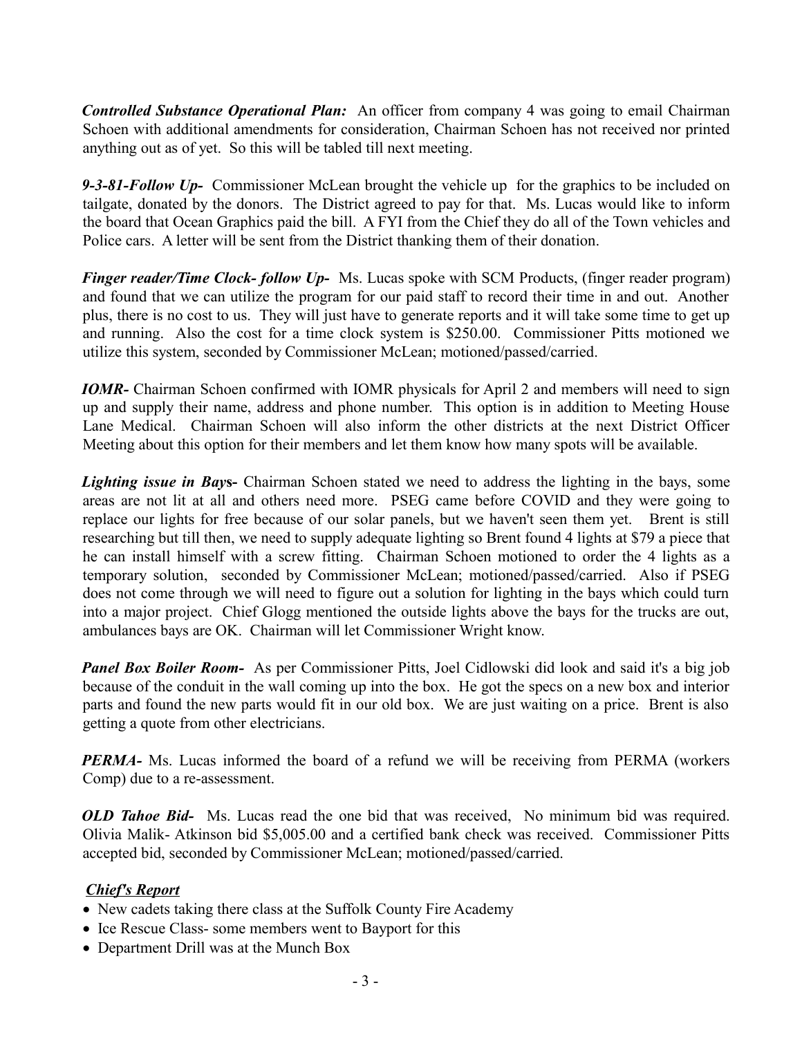***Controlled Substance Operational Plan:*** An officer from company 4 was going to email Chairman Schoen with additional amendments for consideration, Chairman Schoen has not received nor printed anything out as of yet. So this will be tabled till next meeting.

***9-3-81-Follow Up-*** Commissioner McLean brought the vehicle up for the graphics to be included on tailgate, donated by the donors. The District agreed to pay for that. Ms. Lucas would like to inform the board that Ocean Graphics paid the bill. A FYI from the Chief they do all of the Town vehicles and Police cars. A letter will be sent from the District thanking them of their donation.

***Finger reader/Time Clock- follow Up-*** Ms. Lucas spoke with SCM Products, (finger reader program) and found that we can utilize the program for our paid staff to record their time in and out. Another plus, there is no cost to us. They will just have to generate reports and it will take some time to get up and running. Also the cost for a time clock system is $250.00. Commissioner Pitts motioned we utilize this system, seconded by Commissioner McLean; motioned/passed/carried.

***IOMR-*** Chairman Schoen confirmed with IOMR physicals for April 2 and members will need to sign up and supply their name, address and phone number. This option is in addition to Meeting House Lane Medical. Chairman Schoen will also inform the other districts at the next District Officer Meeting about this option for their members and let them know how many spots will be available.

***Lighting issue in Bays-*** Chairman Schoen stated we need to address the lighting in the bays, some areas are not lit at all and others need more. PSEG came before COVID and they were going to replace our lights for free because of our solar panels, but we haven't seen them yet. Brent is still researching but till then, we need to supply adequate lighting so Brent found 4 lights at $79 a piece that he can install himself with a screw fitting. Chairman Schoen motioned to order the 4 lights as a temporary solution, seconded by Commissioner McLean; motioned/passed/carried. Also if PSEG does not come through we will need to figure out a solution for lighting in the bays which could turn into a major project. Chief Glogg mentioned the outside lights above the bays for the trucks are out, ambulances bays are OK. Chairman will let Commissioner Wright know.

***Panel Box Boiler Room-*** As per Commissioner Pitts, Joel Cidlowski did look and said it's a big job because of the conduit in the wall coming up into the box. He got the specs on a new box and interior parts and found the new parts would fit in our old box. We are just waiting on a price. Brent is also getting a quote from other electricians.

***PERMA-*** Ms. Lucas informed the board of a refund we will be receiving from PERMA (workers Comp) due to a re-assessment.

***OLD Tahoe Bid-*** Ms. Lucas read the one bid that was received, No minimum bid was required. Olivia Malik- Atkinson bid $5,005.00 and a certified bank check was received. Commissioner Pitts accepted bid, seconded by Commissioner McLean; motioned/passed/carried.

***Chief's Report***

- New cadets taking there class at the Suffolk County Fire Academy
- Ice Rescue Class- some members went to Bayport for this
- Department Drill was at the Munch Box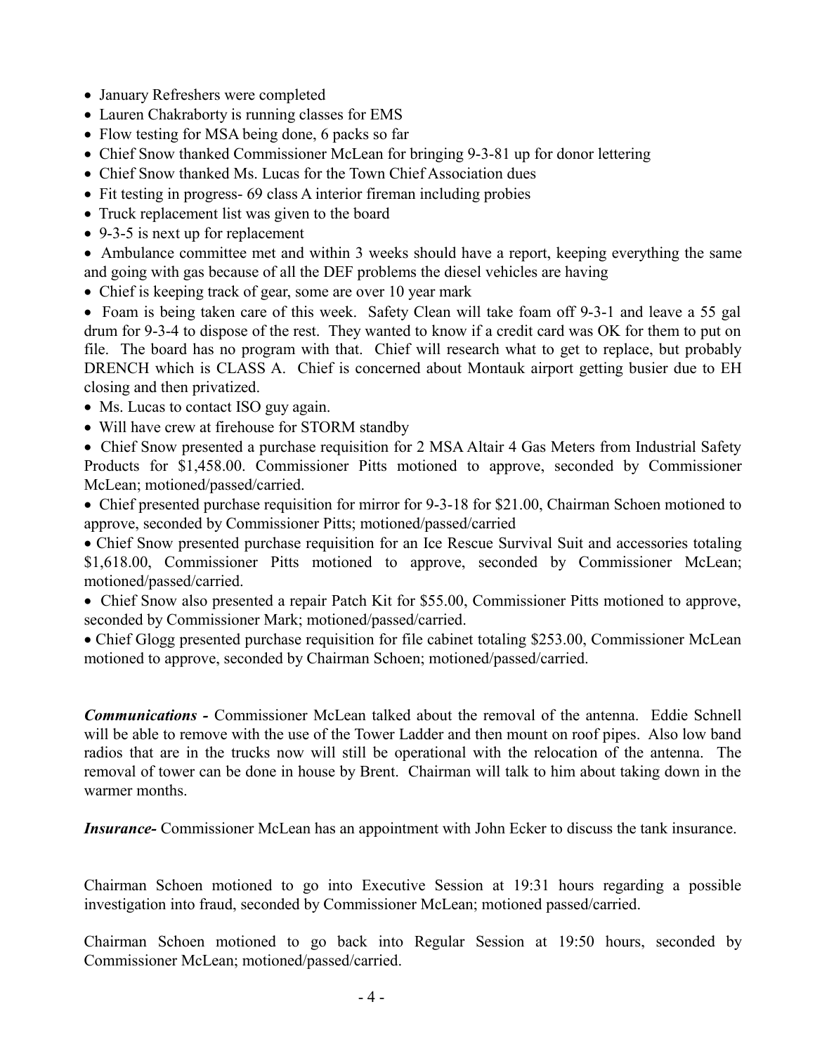- January Refreshers were completed
- Lauren Chakraborty is running classes for EMS
- Flow testing for MSA being done, 6 packs so far
- Chief Snow thanked Commissioner McLean for bringing 9-3-81 up for donor lettering
- Chief Snow thanked Ms. Lucas for the Town Chief Association dues
- Fit testing in progress- 69 class A interior fireman including probies
- Truck replacement list was given to the board
- 9-3-5 is next up for replacement
- Ambulance committee met and within 3 weeks should have a report, keeping everything the same and going with gas because of all the DEF problems the diesel vehicles are having
- Chief is keeping track of gear, some are over 10 year mark
- Foam is being taken care of this week. Safety Clean will take foam off 9-3-1 and leave a 55 gal drum for 9-3-4 to dispose of the rest. They wanted to know if a credit card was OK for them to put on file. The board has no program with that. Chief will research what to get to replace, but probably DRENCH which is CLASS A. Chief is concerned about Montauk airport getting busier due to EH closing and then privatized.
- Ms. Lucas to contact ISO guy again.
- Will have crew at firehouse for STORM standby
- Chief Snow presented a purchase requisition for 2 MSA Altair 4 Gas Meters from Industrial Safety Products for $1,458.00. Commissioner Pitts motioned to approve, seconded by Commissioner McLean; motioned/passed/carried.
- Chief presented purchase requisition for mirror for 9-3-18 for $21.00, Chairman Schoen motioned to approve, seconded by Commissioner Pitts; motioned/passed/carried
- Chief Snow presented purchase requisition for an Ice Rescue Survival Suit and accessories totaling $1,618.00, Commissioner Pitts motioned to approve, seconded by Commissioner McLean; motioned/passed/carried.
- Chief Snow also presented a repair Patch Kit for $55.00, Commissioner Pitts motioned to approve, seconded by Commissioner Mark; motioned/passed/carried.
- Chief Glogg presented purchase requisition for file cabinet totaling $253.00, Commissioner McLean motioned to approve, seconded by Chairman Schoen; motioned/passed/carried.

***Communications -*** Commissioner McLean talked about the removal of the antenna. Eddie Schnell will be able to remove with the use of the Tower Ladder and then mount on roof pipes. Also low band radios that are in the trucks now will still be operational with the relocation of the antenna. The removal of tower can be done in house by Brent. Chairman will talk to him about taking down in the warmer months.

***Insurance-*** Commissioner McLean has an appointment with John Ecker to discuss the tank insurance.

Chairman Schoen motioned to go into Executive Session at 19:31 hours regarding a possible investigation into fraud, seconded by Commissioner McLean; motioned passed/carried.

Chairman Schoen motioned to go back into Regular Session at 19:50 hours, seconded by Commissioner McLean; motioned/passed/carried.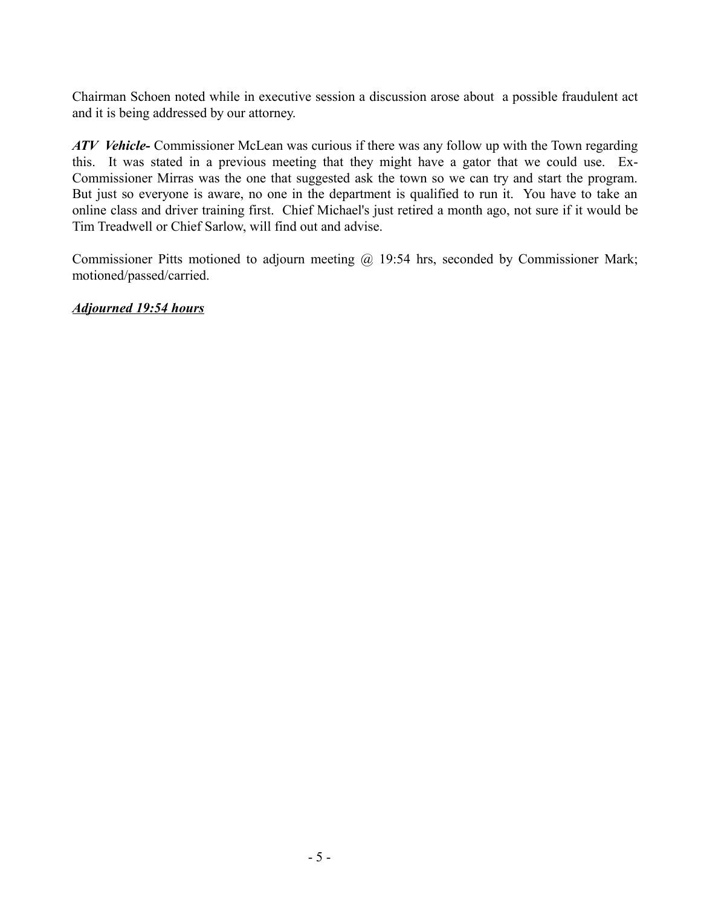Chairman Schoen noted while in executive session a discussion arose about a possible fraudulent act and it is being addressed by our attorney.

***ATV Vehicle-*** Commissioner McLean was curious if there was any follow up with the Town regarding this. It was stated in a previous meeting that they might have a gator that we could use. Ex-Commissioner Mirras was the one that suggested ask the town so we can try and start the program. But just so everyone is aware, no one in the department is qualified to run it. You have to take an online class and driver training first. Chief Michael's just retired a month ago, not sure if it would be Tim Treadwell or Chief Sarlow, will find out and advise.

Commissioner Pitts motioned to adjourn meeting @ 19:54 hrs, seconded by Commissioner Mark; motioned/passed/carried.

***<u>Adjourned 19:54 hours</u>***